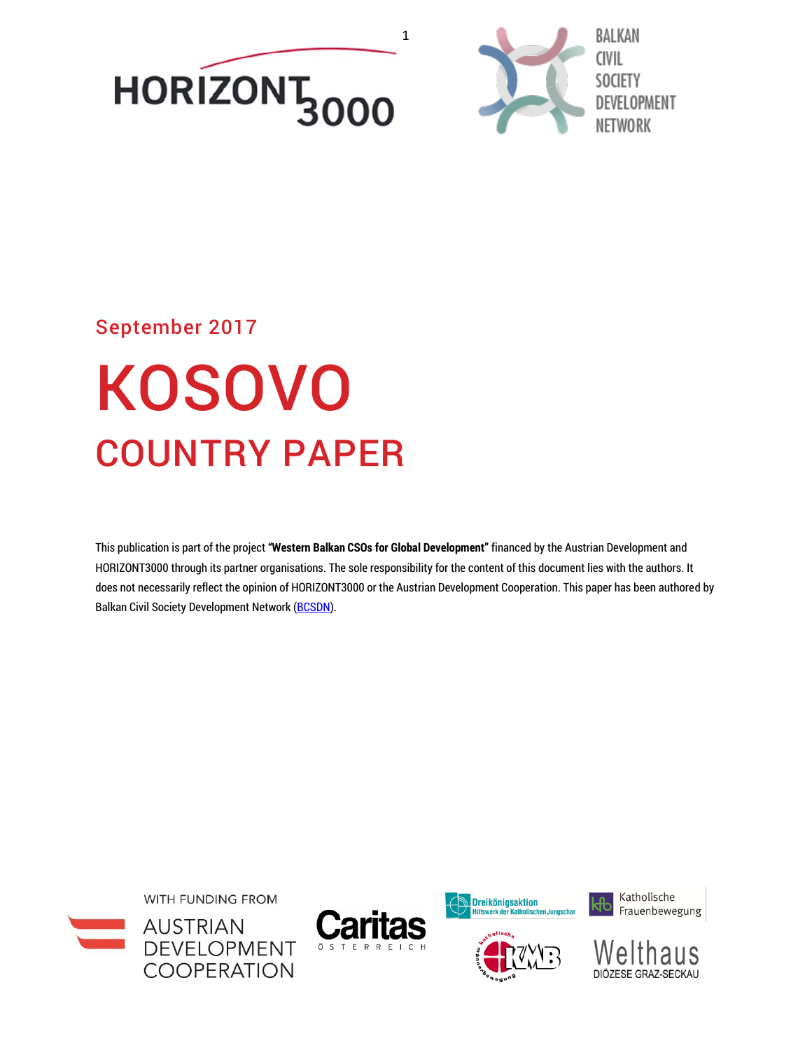HORIZONT3000

BALKAN CIVIL SOCIETY DEVELOPMENT NETWORK

September 2017

# KOSOVO

## COUNTRY PAPER

This publication is part of the project **"Western Balkan CSOs for Global Development"** financed by the Austrian Development and HORIZONT3000 through its partner organisations. The sole responsibility for the content of this document lies with the authors. It does not necessarily reflect the opinion of HORIZONT3000 or the Austrian Development Cooperation. This paper has been authored by Balkan Civil Society Development Network (BCSDN).

WITH FUNDING FROM AUSTRIAN DEVELOPMENT COOPERATION

Caritas Österreich

Dreikönigsaktion Hilfswerk der Katholischen Jungschar

Katholische Frauenbewegung

Katholische Männerbewegung KMB

Welthaus Diözese Graz-Seckau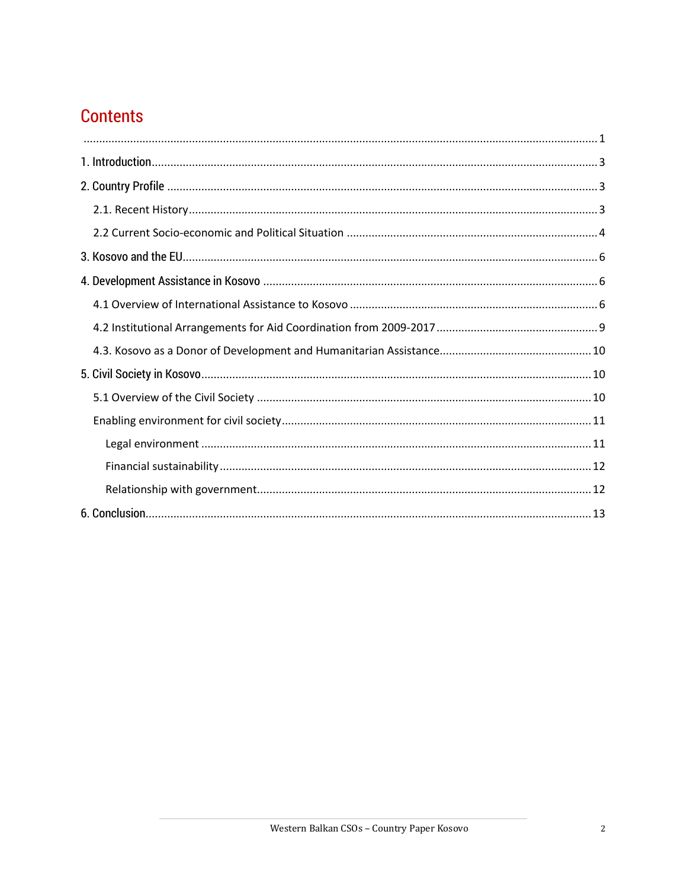# Contents

.......................................................................................................................................................... 1

1. Introduction .......................................................................................................................... 3

2. Country Profile ...................................................................................................................... 3

   2.1. Recent History .................................................................................................................. 3

   2.2 Current Socio-economic and Political Situation ................................................................ 4

3. Kosovo and the EU ................................................................................................................. 6

4. Development Assistance in Kosovo ....................................................................................... 6

   4.1 Overview of International Assistance to Kosovo ............................................................... 6

   4.2 Institutional Arrangements for Aid Coordination from 2009-2017 .................................... 9

   4.3. Kosovo as a Donor of Development and Humanitarian Assistance ................................. 10

5. Civil Society in Kosovo ......................................................................................................... 10

   5.1 Overview of the Civil Society .......................................................................................... 10

   Enabling environment for civil society ................................................................................. 11

      Legal environment .......................................................................................................... 11

      Financial sustainability ................................................................................................... 12

      Relationship with government ........................................................................................ 12

6. Conclusion ............................................................................................................................ 13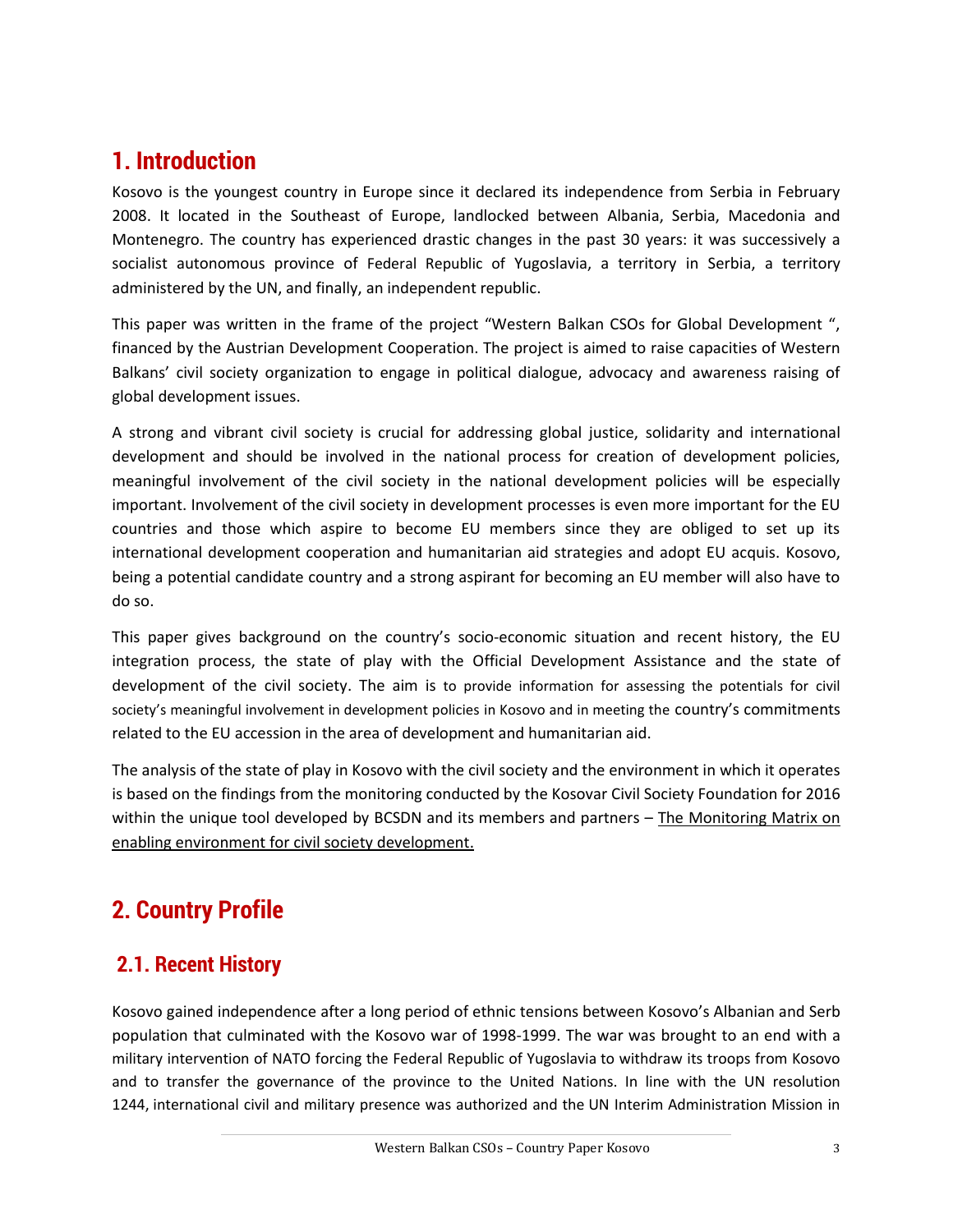# 1. Introduction

Kosovo is the youngest country in Europe since it declared its independence from Serbia in February 2008. It located in the Southeast of Europe, landlocked between Albania, Serbia, Macedonia and Montenegro. The country has experienced drastic changes in the past 30 years: it was successively a socialist autonomous province of Federal Republic of Yugoslavia, a territory in Serbia, a territory administered by the UN, and finally, an independent republic.

This paper was written in the frame of the project "Western Balkan CSOs for Global Development ", financed by the Austrian Development Cooperation. The project is aimed to raise capacities of Western Balkans' civil society organization to engage in political dialogue, advocacy and awareness raising of global development issues.

A strong and vibrant civil society is crucial for addressing global justice, solidarity and international development and should be involved in the national process for creation of development policies, meaningful involvement of the civil society in the national development policies will be especially important. Involvement of the civil society in development processes is even more important for the EU countries and those which aspire to become EU members since they are obliged to set up its international development cooperation and humanitarian aid strategies and adopt EU acquis. Kosovo, being a potential candidate country and a strong aspirant for becoming an EU member will also have to do so.

This paper gives background on the country's socio-economic situation and recent history, the EU integration process, the state of play with the Official Development Assistance and the state of development of the civil society. The aim is to provide information for assessing the potentials for civil society's meaningful involvement in development policies in Kosovo and in meeting the country's commitments related to the EU accession in the area of development and humanitarian aid.

The analysis of the state of play in Kosovo with the civil society and the environment in which it operates is based on the findings from the monitoring conducted by the Kosovar Civil Society Foundation for 2016 within the unique tool developed by BCSDN and its members and partners – The Monitoring Matrix on enabling environment for civil society development.

# 2. Country Profile

## 2.1. Recent History

Kosovo gained independence after a long period of ethnic tensions between Kosovo's Albanian and Serb population that culminated with the Kosovo war of 1998-1999. The war was brought to an end with a military intervention of NATO forcing the Federal Republic of Yugoslavia to withdraw its troops from Kosovo and to transfer the governance of the province to the United Nations. In line with the UN resolution 1244, international civil and military presence was authorized and the UN Interim Administration Mission in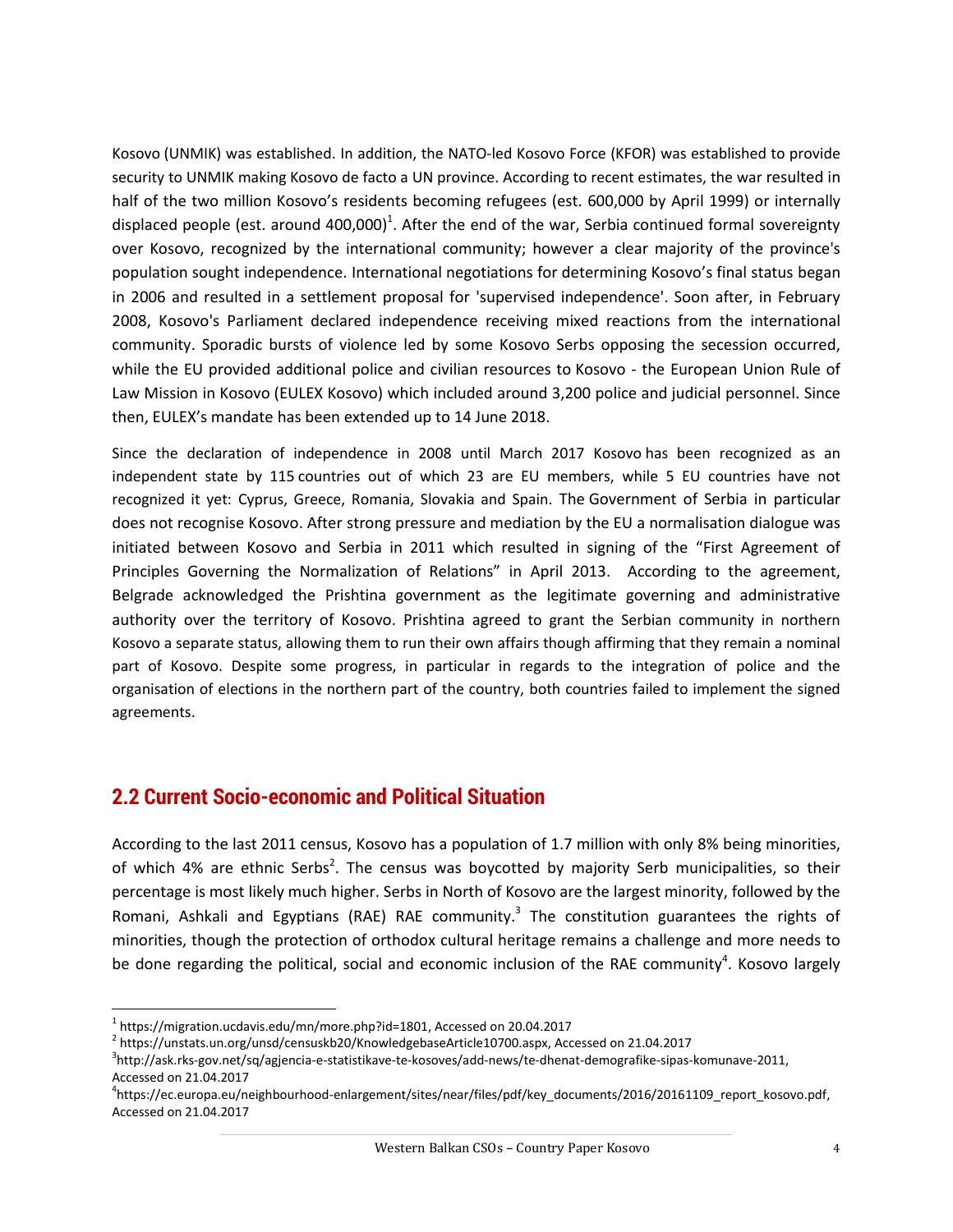Kosovo (UNMIK) was established. In addition, the NATO-led Kosovo Force (KFOR) was established to provide security to UNMIK making Kosovo de facto a UN province. According to recent estimates, the war resulted in half of the two million Kosovo's residents becoming refugees (est. 600,000 by April 1999) or internally displaced people (est. around 400,000)[1]. After the end of the war, Serbia continued formal sovereignty over Kosovo, recognized by the international community; however a clear majority of the province's population sought independence. International negotiations for determining Kosovo's final status began in 2006 and resulted in a settlement proposal for 'supervised independence'. Soon after, in February 2008, Kosovo's Parliament declared independence receiving mixed reactions from the international community. Sporadic bursts of violence led by some Kosovo Serbs opposing the secession occurred, while the EU provided additional police and civilian resources to Kosovo - the European Union Rule of Law Mission in Kosovo (EULEX Kosovo) which included around 3,200 police and judicial personnel. Since then, EULEX's mandate has been extended up to 14 June 2018.

Since the declaration of independence in 2008 until March 2017 Kosovo has been recognized as an independent state by 115 countries out of which 23 are EU members, while 5 EU countries have not recognized it yet: Cyprus, Greece, Romania, Slovakia and Spain. The Government of Serbia in particular does not recognise Kosovo. After strong pressure and mediation by the EU a normalisation dialogue was initiated between Kosovo and Serbia in 2011 which resulted in signing of the "First Agreement of Principles Governing the Normalization of Relations" in April 2013. According to the agreement, Belgrade acknowledged the Prishtina government as the legitimate governing and administrative authority over the territory of Kosovo. Prishtina agreed to grant the Serbian community in northern Kosovo a separate status, allowing them to run their own affairs though affirming that they remain a nominal part of Kosovo. Despite some progress, in particular in regards to the integration of police and the organisation of elections in the northern part of the country, both countries failed to implement the signed agreements.

## 2.2 Current Socio-economic and Political Situation

According to the last 2011 census, Kosovo has a population of 1.7 million with only 8% being minorities, of which 4% are ethnic Serbs[2]. The census was boycotted by majority Serb municipalities, so their percentage is most likely much higher. Serbs in North of Kosovo are the largest minority, followed by the Romani, Ashkali and Egyptians (RAE) RAE community.[3] The constitution guarantees the rights of minorities, though the protection of orthodox cultural heritage remains a challenge and more needs to be done regarding the political, social and economic inclusion of the RAE community[4]. Kosovo largely

---

[1] https://migration.ucdavis.edu/mn/more.php?id=1801, Accessed on 20.04.2017

[2] https://unstats.un.org/unsd/censuskb20/KnowledgebaseArticle10700.aspx, Accessed on 21.04.2017

[3] http://ask.rks-gov.net/sq/agjencia-e-statistikave-te-kosoves/add-news/te-dhenat-demografike-sipas-komunave-2011, Accessed on 21.04.2017

[4] https://ec.europa.eu/neighbourhood-enlargement/sites/near/files/pdf/key_documents/2016/20161109_report_kosovo.pdf, Accessed on 21.04.2017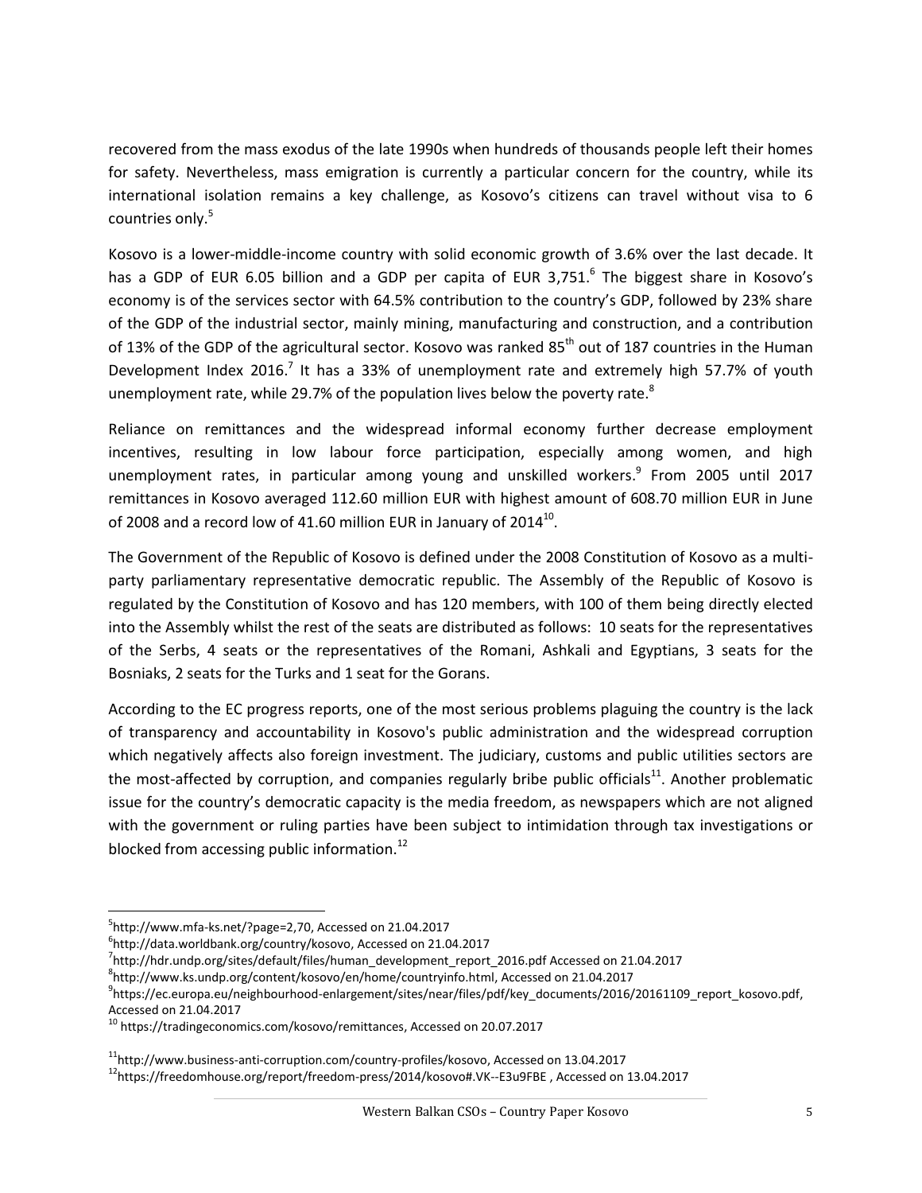recovered from the mass exodus of the late 1990s when hundreds of thousands people left their homes for safety. Nevertheless, mass emigration is currently a particular concern for the country, while its international isolation remains a key challenge, as Kosovo's citizens can travel without visa to 6 countries only.[5]

Kosovo is a lower-middle-income country with solid economic growth of 3.6% over the last decade. It has a GDP of EUR 6.05 billion and a GDP per capita of EUR 3,751.[6] The biggest share in Kosovo's economy is of the services sector with 64.5% contribution to the country's GDP, followed by 23% share of the GDP of the industrial sector, mainly mining, manufacturing and construction, and a contribution of 13% of the GDP of the agricultural sector. Kosovo was ranked 85th out of 187 countries in the Human Development Index 2016.[7] It has a 33% of unemployment rate and extremely high 57.7% of youth unemployment rate, while 29.7% of the population lives below the poverty rate.[8]

Reliance on remittances and the widespread informal economy further decrease employment incentives, resulting in low labour force participation, especially among women, and high unemployment rates, in particular among young and unskilled workers.[9] From 2005 until 2017 remittances in Kosovo averaged 112.60 million EUR with highest amount of 608.70 million EUR in June of 2008 and a record low of 41.60 million EUR in January of 2014[10].

The Government of the Republic of Kosovo is defined under the 2008 Constitution of Kosovo as a multi-party parliamentary representative democratic republic. The Assembly of the Republic of Kosovo is regulated by the Constitution of Kosovo and has 120 members, with 100 of them being directly elected into the Assembly whilst the rest of the seats are distributed as follows: 10 seats for the representatives of the Serbs, 4 seats or the representatives of the Romani, Ashkali and Egyptians, 3 seats for the Bosniaks, 2 seats for the Turks and 1 seat for the Gorans.

According to the EC progress reports, one of the most serious problems plaguing the country is the lack of transparency and accountability in Kosovo's public administration and the widespread corruption which negatively affects also foreign investment. The judiciary, customs and public utilities sectors are the most-affected by corruption, and companies regularly bribe public officials[11]. Another problematic issue for the country's democratic capacity is the media freedom, as newspapers which are not aligned with the government or ruling parties have been subject to intimidation through tax investigations or blocked from accessing public information.[12]

---

[5] http://www.mfa-ks.net/?page=2,70, Accessed on 21.04.2017

[6] http://data.worldbank.org/country/kosovo, Accessed on 21.04.2017

[7] http://hdr.undp.org/sites/default/files/human_development_report_2016.pdf Accessed on 21.04.2017

[8] http://www.ks.undp.org/content/kosovo/en/home/countryinfo.html, Accessed on 21.04.2017

[9] https://ec.europa.eu/neighbourhood-enlargement/sites/near/files/pdf/key_documents/2016/20161109_report_kosovo.pdf, Accessed on 21.04.2017

[10] https://tradingeconomics.com/kosovo/remittances, Accessed on 20.07.2017

[11] http://www.business-anti-corruption.com/country-profiles/kosovo, Accessed on 13.04.2017

[12] https://freedomhouse.org/report/freedom-press/2014/kosovo#.VK--E3u9FBE , Accessed on 13.04.2017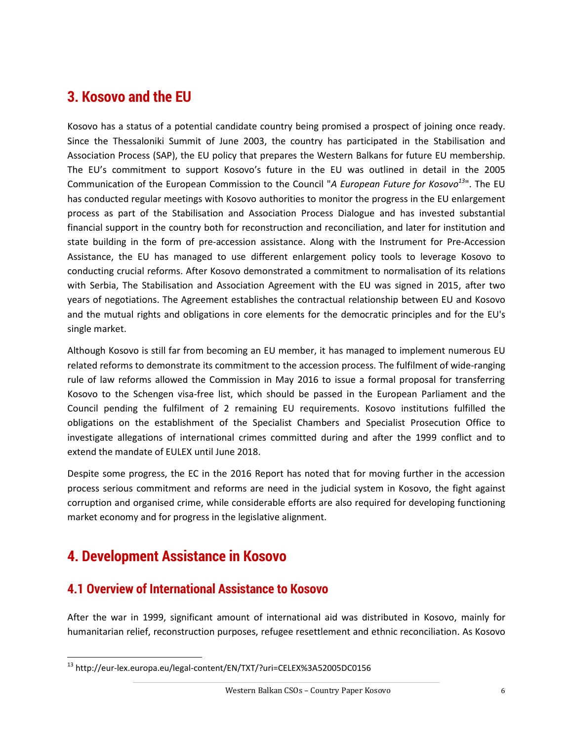## 3. Kosovo and the EU

Kosovo has a status of a potential candidate country being promised a prospect of joining once ready. Since the Thessaloniki Summit of June 2003, the country has participated in the Stabilisation and Association Process (SAP), the EU policy that prepares the Western Balkans for future EU membership. The EU's commitment to support Kosovo's future in the EU was outlined in detail in the 2005 Communication of the European Commission to the Council "*A European Future for Kosovo*[13]". The EU has conducted regular meetings with Kosovo authorities to monitor the progress in the EU enlargement process as part of the Stabilisation and Association Process Dialogue and has invested substantial financial support in the country both for reconstruction and reconciliation, and later for institution and state building in the form of pre-accession assistance. Along with the Instrument for Pre-Accession Assistance, the EU has managed to use different enlargement policy tools to leverage Kosovo to conducting crucial reforms. After Kosovo demonstrated a commitment to normalisation of its relations with Serbia, The Stabilisation and Association Agreement with the EU was signed in 2015, after two years of negotiations. The Agreement establishes the contractual relationship between EU and Kosovo and the mutual rights and obligations in core elements for the democratic principles and for the EU's single market.

Although Kosovo is still far from becoming an EU member, it has managed to implement numerous EU related reforms to demonstrate its commitment to the accession process. The fulfilment of wide-ranging rule of law reforms allowed the Commission in May 2016 to issue a formal proposal for transferring Kosovo to the Schengen visa-free list, which should be passed in the European Parliament and the Council pending the fulfilment of 2 remaining EU requirements. Kosovo institutions fulfilled the obligations on the establishment of the Specialist Chambers and Specialist Prosecution Office to investigate allegations of international crimes committed during and after the 1999 conflict and to extend the mandate of EULEX until June 2018.

Despite some progress, the EC in the 2016 Report has noted that for moving further in the accession process serious commitment and reforms are need in the judicial system in Kosovo, the fight against corruption and organised crime, while considerable efforts are also required for developing functioning market economy and for progress in the legislative alignment.

## 4. Development Assistance in Kosovo

### 4.1 Overview of International Assistance to Kosovo

After the war in 1999, significant amount of international aid was distributed in Kosovo, mainly for humanitarian relief, reconstruction purposes, refugee resettlement and ethnic reconciliation. As Kosovo

[13] http://eur-lex.europa.eu/legal-content/EN/TXT/?uri=CELEX%3A52005DC0156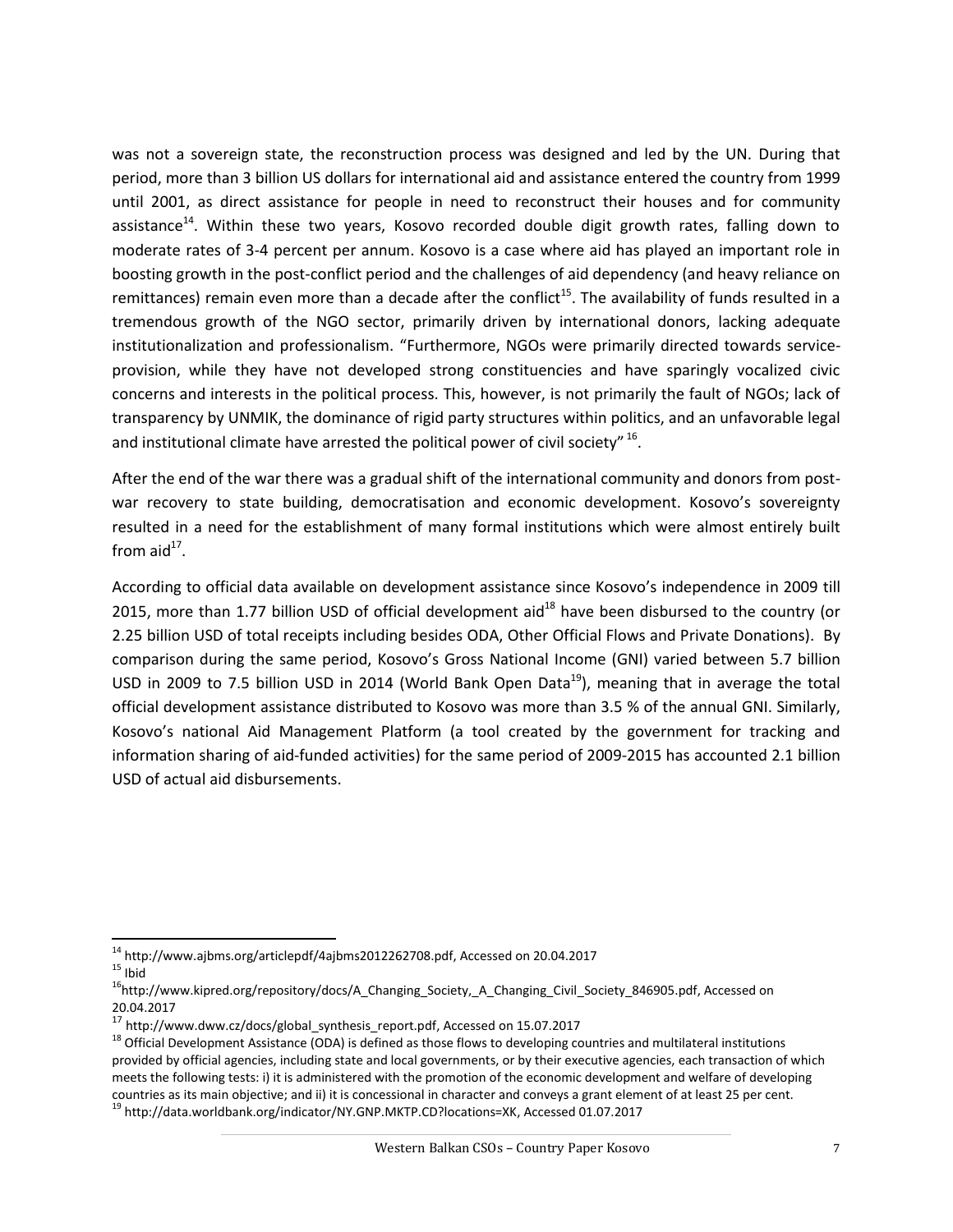was not a sovereign state, the reconstruction process was designed and led by the UN. During that period, more than 3 billion US dollars for international aid and assistance entered the country from 1999 until 2001, as direct assistance for people in need to reconstruct their houses and for community assistance[14]. Within these two years, Kosovo recorded double digit growth rates, falling down to moderate rates of 3-4 percent per annum. Kosovo is a case where aid has played an important role in boosting growth in the post-conflict period and the challenges of aid dependency (and heavy reliance on remittances) remain even more than a decade after the conflict[15]. The availability of funds resulted in a tremendous growth of the NGO sector, primarily driven by international donors, lacking adequate institutionalization and professionalism. "Furthermore, NGOs were primarily directed towards service-provision, while they have not developed strong constituencies and have sparingly vocalized civic concerns and interests in the political process. This, however, is not primarily the fault of NGOs; lack of transparency by UNMIK, the dominance of rigid party structures within politics, and an unfavorable legal and institutional climate have arrested the political power of civil society"[16].

After the end of the war there was a gradual shift of the international community and donors from post-war recovery to state building, democratisation and economic development. Kosovo's sovereignty resulted in a need for the establishment of many formal institutions which were almost entirely built from aid[17].

According to official data available on development assistance since Kosovo's independence in 2009 till 2015, more than 1.77 billion USD of official development aid[18] have been disbursed to the country (or 2.25 billion USD of total receipts including besides ODA, Other Official Flows and Private Donations). By comparison during the same period, Kosovo's Gross National Income (GNI) varied between 5.7 billion USD in 2009 to 7.5 billion USD in 2014 (World Bank Open Data[19]), meaning that in average the total official development assistance distributed to Kosovo was more than 3.5 % of the annual GNI. Similarly, Kosovo's national Aid Management Platform (a tool created by the government for tracking and information sharing of aid-funded activities) for the same period of 2009-2015 has accounted 2.1 billion USD of actual aid disbursements.

---

[14] http://www.ajbms.org/articlepdf/4ajbms2012262708.pdf, Accessed on 20.04.2017

[15] Ibid

[16] http://www.kipred.org/repository/docs/A_Changing_Society,_A_Changing_Civil_Society_846905.pdf, Accessed on 20.04.2017

[17] http://www.dww.cz/docs/global_synthesis_report.pdf, Accessed on 15.07.2017

[18] Official Development Assistance (ODA) is defined as those flows to developing countries and multilateral institutions provided by official agencies, including state and local governments, or by their executive agencies, each transaction of which meets the following tests: i) it is administered with the promotion of the economic development and welfare of developing countries as its main objective; and ii) it is concessional in character and conveys a grant element of at least 25 per cent.

[19] http://data.worldbank.org/indicator/NY.GNP.MKTP.CD?locations=XK, Accessed 01.07.2017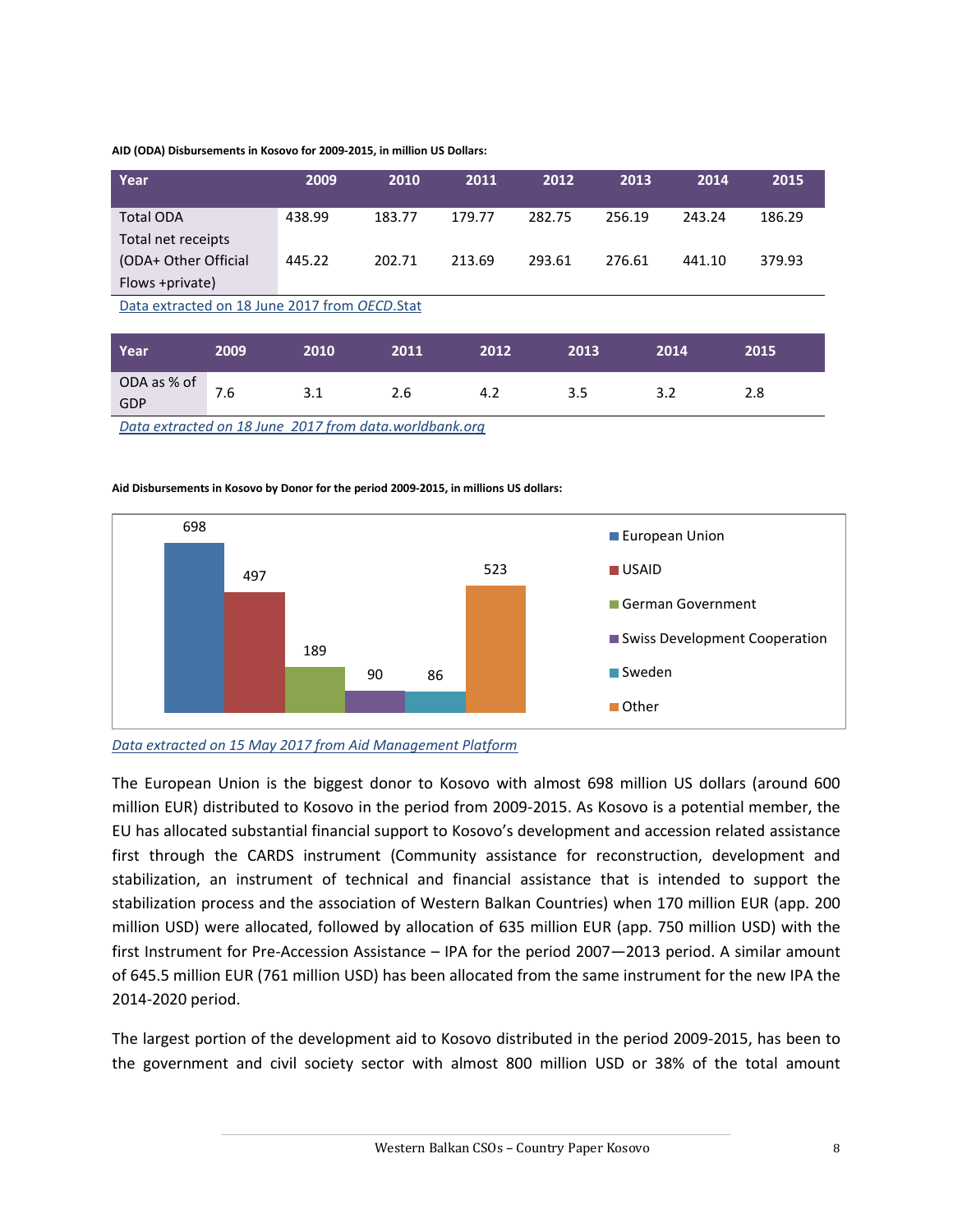**AID (ODA) Disbursements in Kosovo for 2009-2015, in million US Dollars:**

| Year | 2009 | 2010 | 2011 | 2012 | 2013 | 2014 | 2015 |
|---|---|---|---|---|---|---|---|
| Total ODA | 438.99 | 183.77 | 179.77 | 282.75 | 256.19 | 243.24 | 186.29 |
| Total net receipts (ODA+ Other Official Flows +private) | 445.22 | 202.71 | 213.69 | 293.61 | 276.61 | 441.10 | 379.93 |

Data extracted on 18 June 2017 from *OECD*.Stat

| Year | 2009 | 2010 | 2011 | 2012 | 2013 | 2014 | 2015 |
|---|---|---|---|---|---|---|---|
| ODA as % of GDP | 7.6 | 3.1 | 2.6 | 4.2 | 3.5 | 3.2 | 2.8 |

*Data extracted on 18 June 2017 from data.worldbank.org*

**Aid Disbursements in Kosovo by Donor for the period 2009-2015, in millions US dollars:**

| Donor | Amount |
|---|---|
| European Union | 698 |
| USAID | 497 |
| German Government | 189 |
| Swiss Development Cooperation | 90 |
| Sweden | 86 |
| Other | 523 |

*Data extracted on 15 May 2017 from Aid Management Platform*

The European Union is the biggest donor to Kosovo with almost 698 million US dollars (around 600 million EUR) distributed to Kosovo in the period from 2009-2015. As Kosovo is a potential member, the EU has allocated substantial financial support to Kosovo's development and accession related assistance first through the CARDS instrument (Community assistance for reconstruction, development and stabilization, an instrument of technical and financial assistance that is intended to support the stabilization process and the association of Western Balkan Countries) when 170 million EUR (app. 200 million USD) were allocated, followed by allocation of 635 million EUR (app. 750 million USD) with the first Instrument for Pre-Accession Assistance – IPA for the period 2007—2013 period. A similar amount of 645.5 million EUR (761 million USD) has been allocated from the same instrument for the new IPA the 2014-2020 period.

The largest portion of the development aid to Kosovo distributed in the period 2009-2015, has been to the government and civil society sector with almost 800 million USD or 38% of the total amount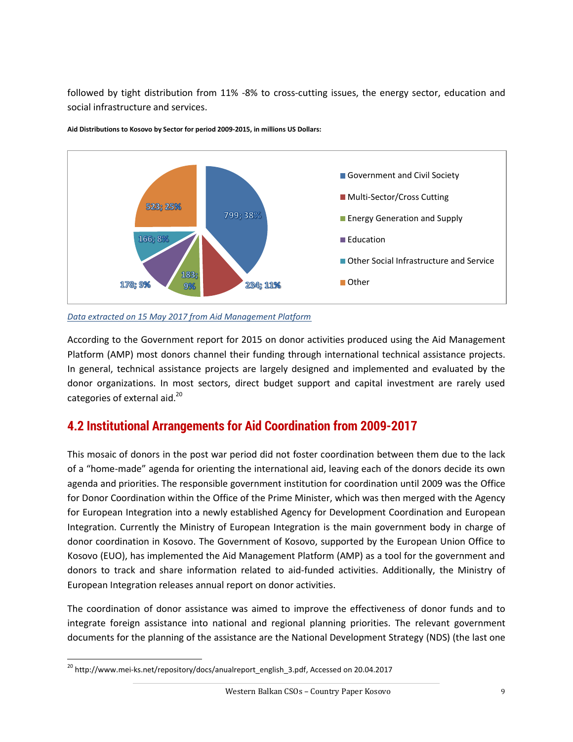followed by tight distribution from 11% -8% to cross-cutting issues, the energy sector, education and social infrastructure and services.

**Aid Distributions to Kosovo by Sector for period 2009-2015, in millions US Dollars:**

| Sector | Amount (millions USD) | Share |
|---|---|---|
| Government and Civil Society | 799 | 38% |
| Multi-Sector/Cross Cutting | 234 | 11% |
| Energy Generation and Supply | 183 | 9% |
| Education | 178 | 9% |
| Other Social Infrastructure and Service | 166 | 8% |
| Other | 523 | 25% |

*Data extracted on 15 May 2017 from Aid Management Platform*

According to the Government report for 2015 on donor activities produced using the Aid Management Platform (AMP) most donors channel their funding through international technical assistance projects. In general, technical assistance projects are largely designed and implemented and evaluated by the donor organizations. In most sectors, direct budget support and capital investment are rarely used categories of external aid.[20]

## 4.2 Institutional Arrangements for Aid Coordination from 2009-2017

This mosaic of donors in the post war period did not foster coordination between them due to the lack of a "home-made" agenda for orienting the international aid, leaving each of the donors decide its own agenda and priorities. The responsible government institution for coordination until 2009 was the Office for Donor Coordination within the Office of the Prime Minister, which was then merged with the Agency for European Integration into a newly established Agency for Development Coordination and European Integration. Currently the Ministry of European Integration is the main government body in charge of donor coordination in Kosovo. The Government of Kosovo, supported by the European Union Office to Kosovo (EUO), has implemented the Aid Management Platform (AMP) as a tool for the government and donors to track and share information related to aid-funded activities. Additionally, the Ministry of European Integration releases annual report on donor activities.

The coordination of donor assistance was aimed to improve the effectiveness of donor funds and to integrate foreign assistance into national and regional planning priorities. The relevant government documents for the planning of the assistance are the National Development Strategy (NDS) (the last one

[20] http://www.mei-ks.net/repository/docs/anualreport_english_3.pdf, Accessed on 20.04.2017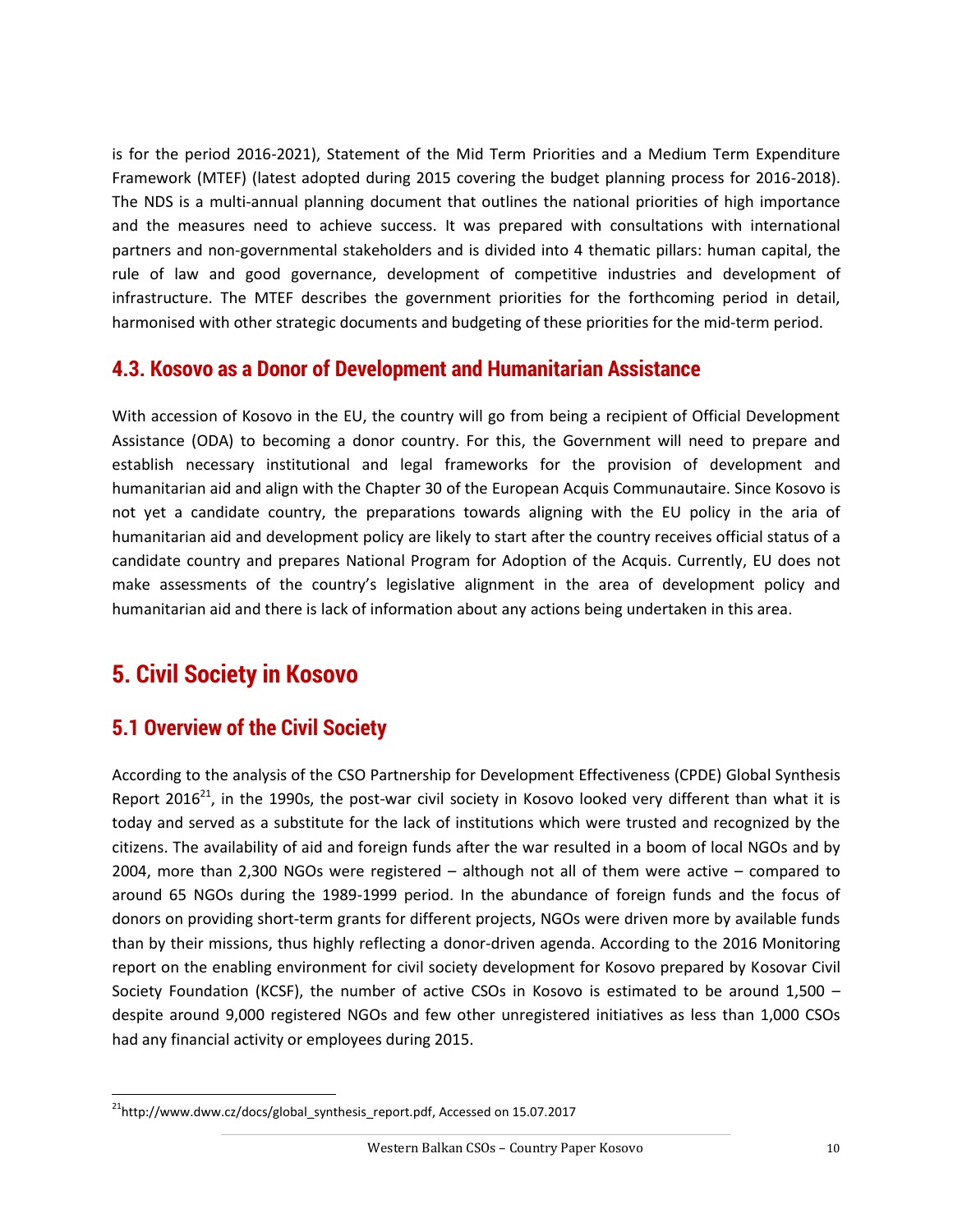is for the period 2016-2021), Statement of the Mid Term Priorities and a Medium Term Expenditure Framework (MTEF) (latest adopted during 2015 covering the budget planning process for 2016-2018). The NDS is a multi-annual planning document that outlines the national priorities of high importance and the measures need to achieve success. It was prepared with consultations with international partners and non-governmental stakeholders and is divided into 4 thematic pillars: human capital, the rule of law and good governance, development of competitive industries and development of infrastructure. The MTEF describes the government priorities for the forthcoming period in detail, harmonised with other strategic documents and budgeting of these priorities for the mid-term period.

## 4.3. Kosovo as a Donor of Development and Humanitarian Assistance

With accession of Kosovo in the EU, the country will go from being a recipient of Official Development Assistance (ODA) to becoming a donor country. For this, the Government will need to prepare and establish necessary institutional and legal frameworks for the provision of development and humanitarian aid and align with the Chapter 30 of the European Acquis Communautaire. Since Kosovo is not yet a candidate country, the preparations towards aligning with the EU policy in the aria of humanitarian aid and development policy are likely to start after the country receives official status of a candidate country and prepares National Program for Adoption of the Acquis. Currently, EU does not make assessments of the country's legislative alignment in the area of development policy and humanitarian aid and there is lack of information about any actions being undertaken in this area.

# 5. Civil Society in Kosovo

## 5.1 Overview of the Civil Society

According to the analysis of the CSO Partnership for Development Effectiveness (CPDE) Global Synthesis Report 2016[21], in the 1990s, the post-war civil society in Kosovo looked very different than what it is today and served as a substitute for the lack of institutions which were trusted and recognized by the citizens. The availability of aid and foreign funds after the war resulted in a boom of local NGOs and by 2004, more than 2,300 NGOs were registered – although not all of them were active – compared to around 65 NGOs during the 1989-1999 period. In the abundance of foreign funds and the focus of donors on providing short-term grants for different projects, NGOs were driven more by available funds than by their missions, thus highly reflecting a donor-driven agenda. According to the 2016 Monitoring report on the enabling environment for civil society development for Kosovo prepared by Kosovar Civil Society Foundation (KCSF), the number of active CSOs in Kosovo is estimated to be around 1,500 – despite around 9,000 registered NGOs and few other unregistered initiatives as less than 1,000 CSOs had any financial activity or employees during 2015.

[21] http://www.dww.cz/docs/global_synthesis_report.pdf, Accessed on 15.07.2017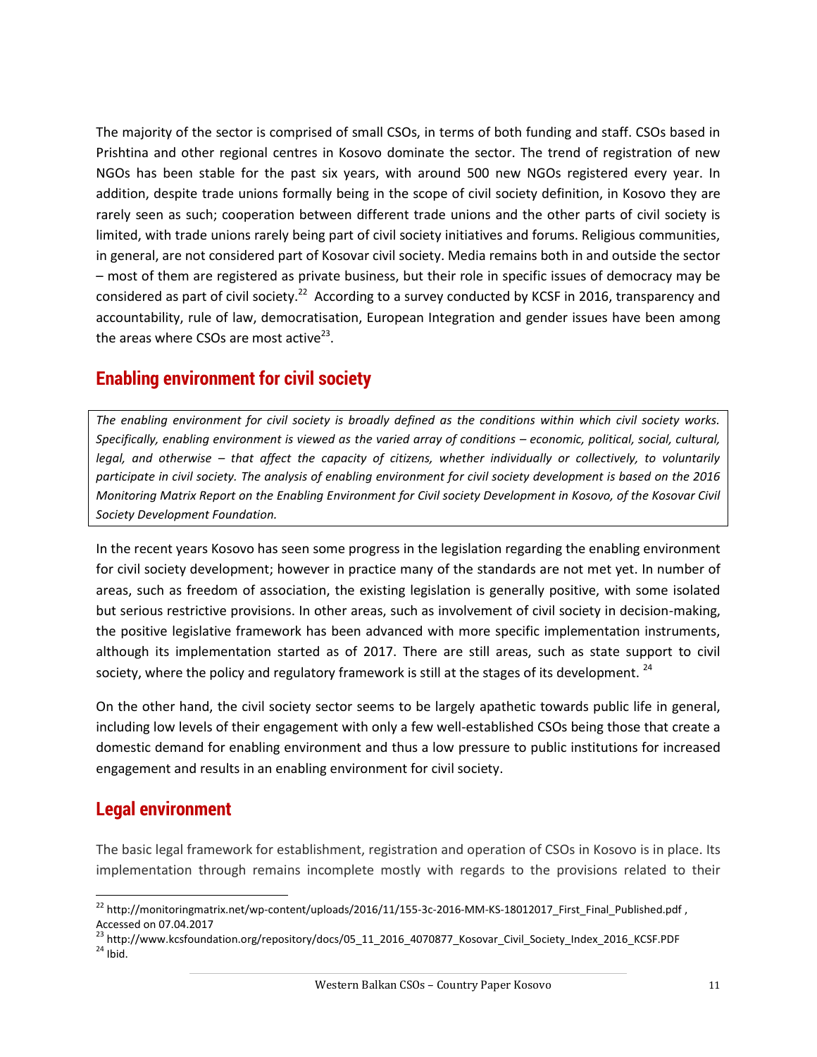The majority of the sector is comprised of small CSOs, in terms of both funding and staff. CSOs based in Prishtina and other regional centres in Kosovo dominate the sector. The trend of registration of new NGOs has been stable for the past six years, with around 500 new NGOs registered every year. In addition, despite trade unions formally being in the scope of civil society definition, in Kosovo they are rarely seen as such; cooperation between different trade unions and the other parts of civil society is limited, with trade unions rarely being part of civil society initiatives and forums. Religious communities, in general, are not considered part of Kosovar civil society. Media remains both in and outside the sector – most of them are registered as private business, but their role in specific issues of democracy may be considered as part of civil society.[22] According to a survey conducted by KCSF in 2016, transparency and accountability, rule of law, democratisation, European Integration and gender issues have been among the areas where CSOs are most active[23].

## Enabling environment for civil society

*The enabling environment for civil society is broadly defined as the conditions within which civil society works. Specifically, enabling environment is viewed as the varied array of conditions – economic, political, social, cultural, legal, and otherwise – that affect the capacity of citizens, whether individually or collectively, to voluntarily participate in civil society. The analysis of enabling environment for civil society development is based on the 2016 Monitoring Matrix Report on the Enabling Environment for Civil society Development in Kosovo, of the Kosovar Civil Society Development Foundation.*

In the recent years Kosovo has seen some progress in the legislation regarding the enabling environment for civil society development; however in practice many of the standards are not met yet. In number of areas, such as freedom of association, the existing legislation is generally positive, with some isolated but serious restrictive provisions. In other areas, such as involvement of civil society in decision-making, the positive legislative framework has been advanced with more specific implementation instruments, although its implementation started as of 2017. There are still areas, such as state support to civil society, where the policy and regulatory framework is still at the stages of its development. [24]

On the other hand, the civil society sector seems to be largely apathetic towards public life in general, including low levels of their engagement with only a few well-established CSOs being those that create a domestic demand for enabling environment and thus a low pressure to public institutions for increased engagement and results in an enabling environment for civil society.

## Legal environment

The basic legal framework for establishment, registration and operation of CSOs in Kosovo is in place. Its implementation through remains incomplete mostly with regards to the provisions related to their

---

[22] http://monitoringmatrix.net/wp-content/uploads/2016/11/155-3c-2016-MM-KS-18012017_First_Final_Published.pdf , Accessed on 07.04.2017

[23] http://www.kcsfoundation.org/repository/docs/05_11_2016_4070877_Kosovar_Civil_Society_Index_2016_KCSF.PDF

[24] Ibid.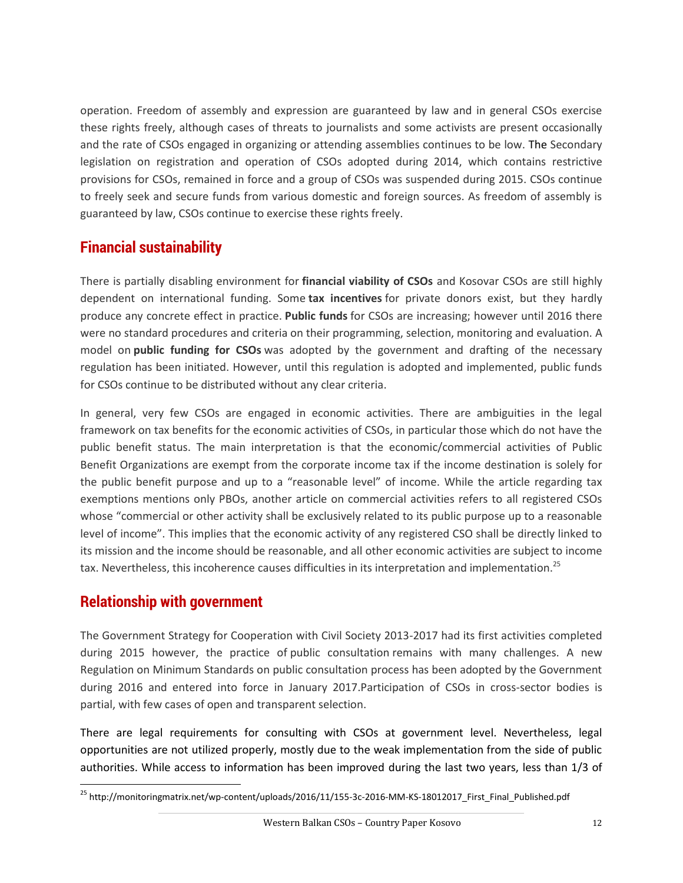operation. Freedom of assembly and expression are guaranteed by law and in general CSOs exercise these rights freely, although cases of threats to journalists and some activists are present occasionally and the rate of CSOs engaged in organizing or attending assemblies continues to be low. The Secondary legislation on registration and operation of CSOs adopted during 2014, which contains restrictive provisions for CSOs, remained in force and a group of CSOs was suspended during 2015. CSOs continue to freely seek and secure funds from various domestic and foreign sources. As freedom of assembly is guaranteed by law, CSOs continue to exercise these rights freely.

## Financial sustainability

There is partially disabling environment for **financial viability of CSOs** and Kosovar CSOs are still highly dependent on international funding. Some **tax incentives** for private donors exist, but they hardly produce any concrete effect in practice. **Public funds** for CSOs are increasing; however until 2016 there were no standard procedures and criteria on their programming, selection, monitoring and evaluation. A model on **public funding for CSOs** was adopted by the government and drafting of the necessary regulation has been initiated. However, until this regulation is adopted and implemented, public funds for CSOs continue to be distributed without any clear criteria.

In general, very few CSOs are engaged in economic activities. There are ambiguities in the legal framework on tax benefits for the economic activities of CSOs, in particular those which do not have the public benefit status. The main interpretation is that the economic/commercial activities of Public Benefit Organizations are exempt from the corporate income tax if the income destination is solely for the public benefit purpose and up to a "reasonable level" of income. While the article regarding tax exemptions mentions only PBOs, another article on commercial activities refers to all registered CSOs whose "commercial or other activity shall be exclusively related to its public purpose up to a reasonable level of income". This implies that the economic activity of any registered CSO shall be directly linked to its mission and the income should be reasonable, and all other economic activities are subject to income tax. Nevertheless, this incoherence causes difficulties in its interpretation and implementation.[25]

## Relationship with government

The Government Strategy for Cooperation with Civil Society 2013-2017 had its first activities completed during 2015 however, the practice of public consultation remains with many challenges. A new Regulation on Minimum Standards on public consultation process has been adopted by the Government during 2016 and entered into force in January 2017.Participation of CSOs in cross-sector bodies is partial, with few cases of open and transparent selection.

There are legal requirements for consulting with CSOs at government level. Nevertheless, legal opportunities are not utilized properly, mostly due to the weak implementation from the side of public authorities. While access to information has been improved during the last two years, less than 1/3 of

[25] http://monitoringmatrix.net/wp-content/uploads/2016/11/155-3c-2016-MM-KS-18012017_First_Final_Published.pdf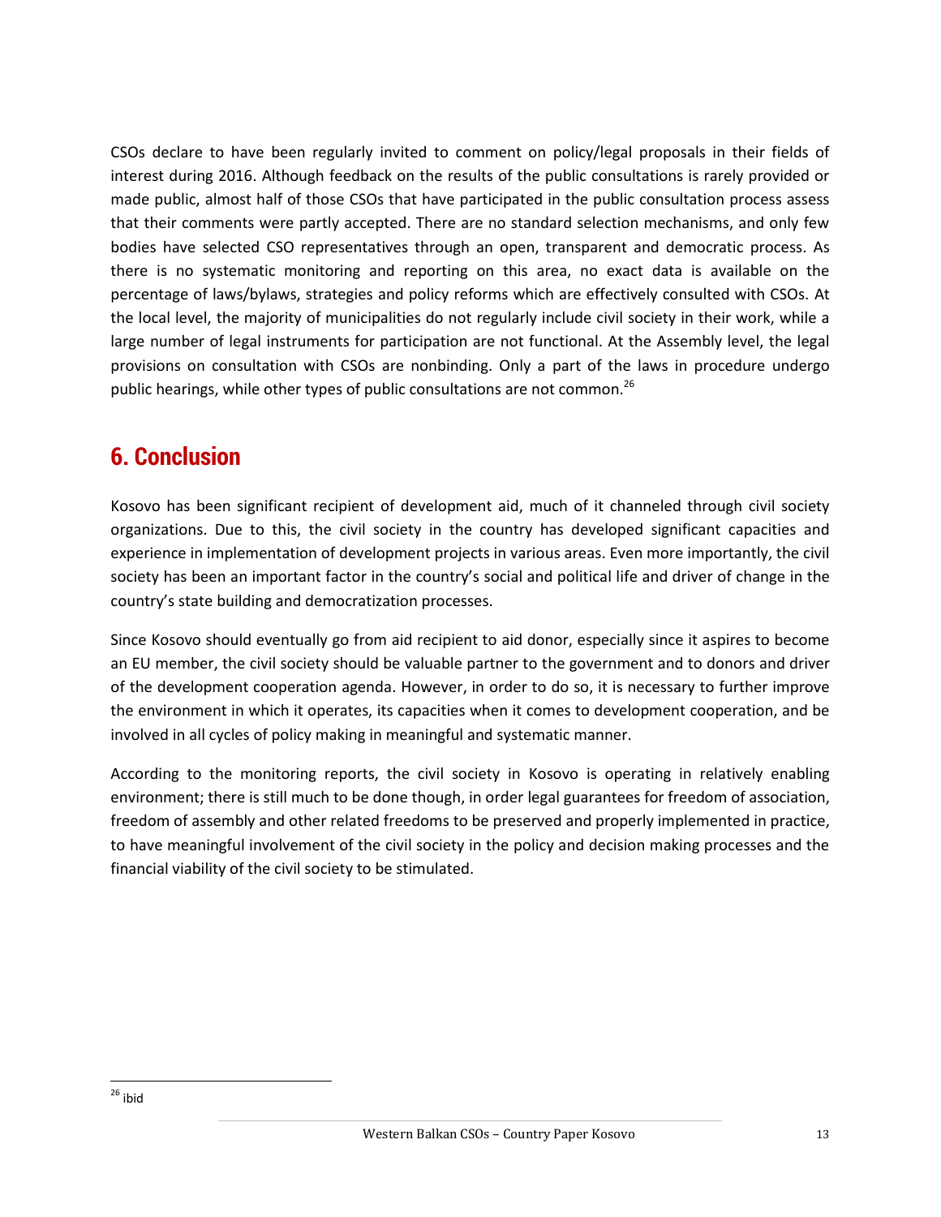CSOs declare to have been regularly invited to comment on policy/legal proposals in their fields of interest during 2016. Although feedback on the results of the public consultations is rarely provided or made public, almost half of those CSOs that have participated in the public consultation process assess that their comments were partly accepted. There are no standard selection mechanisms, and only few bodies have selected CSO representatives through an open, transparent and democratic process. As there is no systematic monitoring and reporting on this area, no exact data is available on the percentage of laws/bylaws, strategies and policy reforms which are effectively consulted with CSOs. At the local level, the majority of municipalities do not regularly include civil society in their work, while a large number of legal instruments for participation are not functional. At the Assembly level, the legal provisions on consultation with CSOs are nonbinding. Only a part of the laws in procedure undergo public hearings, while other types of public consultations are not common.[26]

## 6. Conclusion

Kosovo has been significant recipient of development aid, much of it channeled through civil society organizations. Due to this, the civil society in the country has developed significant capacities and experience in implementation of development projects in various areas. Even more importantly, the civil society has been an important factor in the country's social and political life and driver of change in the country's state building and democratization processes.

Since Kosovo should eventually go from aid recipient to aid donor, especially since it aspires to become an EU member, the civil society should be valuable partner to the government and to donors and driver of the development cooperation agenda. However, in order to do so, it is necessary to further improve the environment in which it operates, its capacities when it comes to development cooperation, and be involved in all cycles of policy making in meaningful and systematic manner.

According to the monitoring reports, the civil society in Kosovo is operating in relatively enabling environment; there is still much to be done though, in order legal guarantees for freedom of association, freedom of assembly and other related freedoms to be preserved and properly implemented in practice, to have meaningful involvement of the civil society in the policy and decision making processes and the financial viability of the civil society to be stimulated.

[26] ibid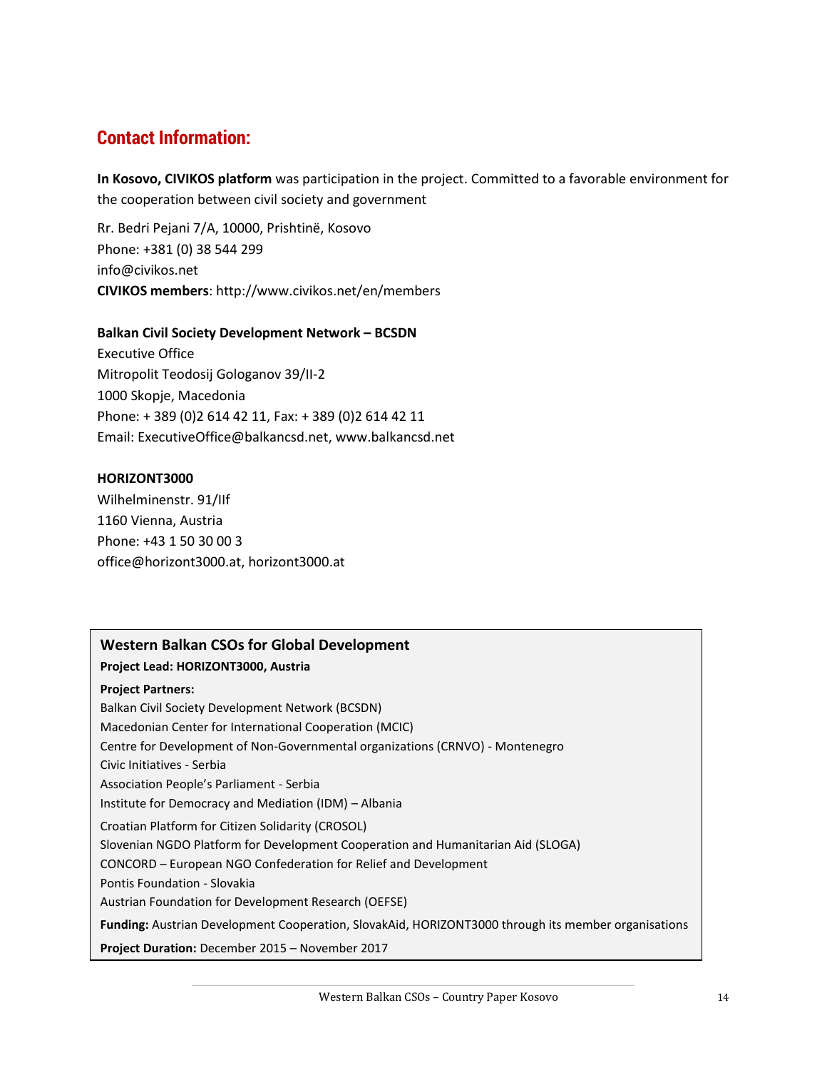## Contact Information:

**In Kosovo, CIVIKOS platform** was participation in the project. Committed to a favorable environment for the cooperation between civil society and government

Rr. Bedri Pejani 7/A, 10000, Prishtinë, Kosovo
Phone: +381 (0) 38 544 299
info@civikos.net
**CIVIKOS members**: http://www.civikos.net/en/members

**Balkan Civil Society Development Network – BCSDN**
Executive Office
Mitropolit Teodosij Gologanov 39/II-2
1000 Skopje, Macedonia
Phone: + 389 (0)2 614 42 11, Fax: + 389 (0)2 614 42 11
Email: ExecutiveOffice@balkancsd.net, www.balkancsd.net

**HORIZONT3000**
Wilhelminenstr. 91/IIf
1160 Vienna, Austria
Phone: +43 1 50 30 00 3
office@horizont3000.at, horizont3000.at

**Western Balkan CSOs for Global Development**

**Project Lead: HORIZONT3000, Austria**

**Project Partners:**
Balkan Civil Society Development Network (BCSDN)
Macedonian Center for International Cooperation (MCIC)
Centre for Development of Non-Governmental organizations (CRNVO) - Montenegro
Civic Initiatives - Serbia
Association People's Parliament - Serbia
Institute for Democracy and Mediation (IDM) – Albania
Croatian Platform for Citizen Solidarity (CROSOL)
Slovenian NGDO Platform for Development Cooperation and Humanitarian Aid (SLOGA)
CONCORD – European NGO Confederation for Relief and Development
Pontis Foundation - Slovakia
Austrian Foundation for Development Research (OEFSE)

**Funding:** Austrian Development Cooperation, SlovakAid, HORIZONT3000 through its member organisations

**Project Duration:** December 2015 – November 2017